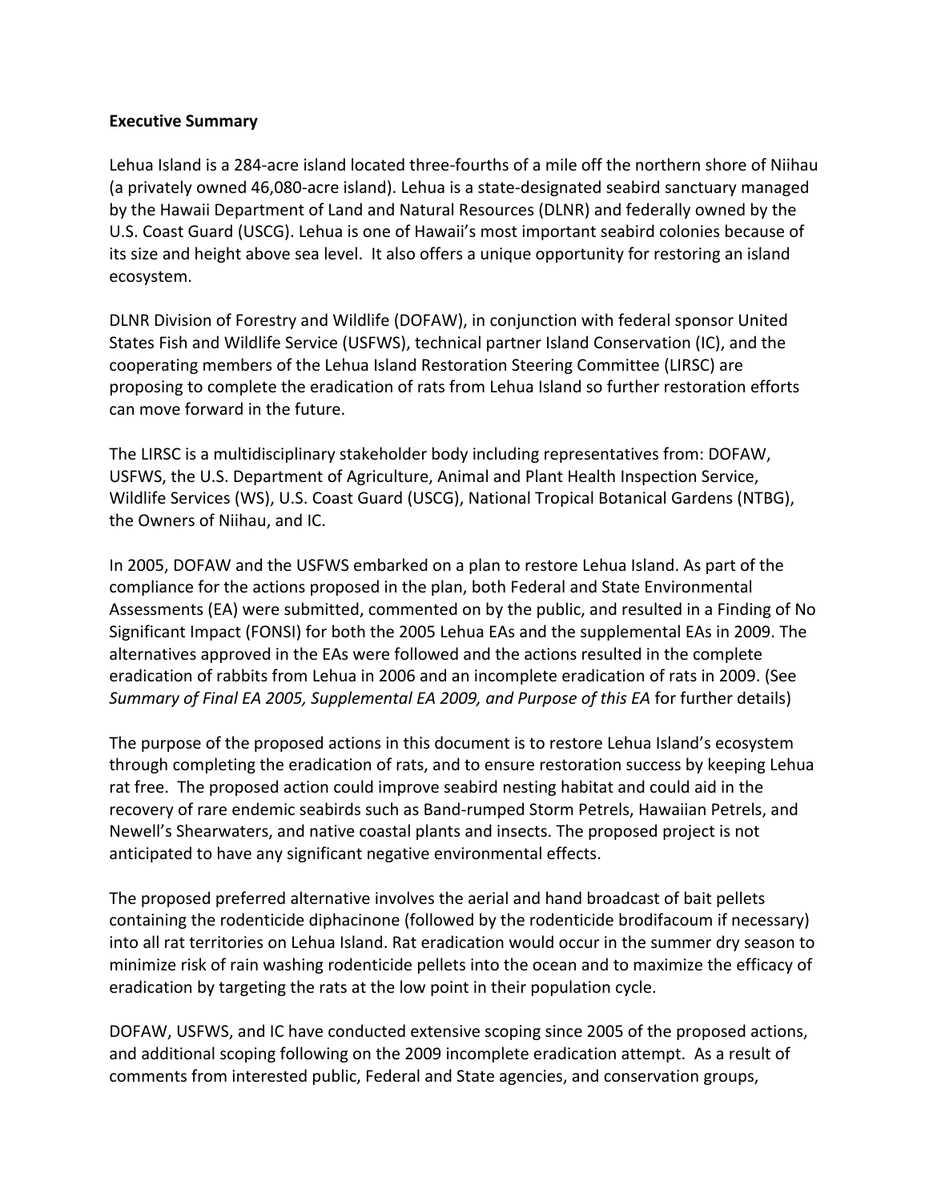**Executive Summary**

Lehua Island is a 284-acre island located three-fourths of a mile off the northern shore of Niihau (a privately owned 46,080-acre island). Lehua is a state-designated seabird sanctuary managed by the Hawaii Department of Land and Natural Resources (DLNR) and federally owned by the U.S. Coast Guard (USCG). Lehua is one of Hawaii's most important seabird colonies because of its size and height above sea level. It also offers a unique opportunity for restoring an island ecosystem.

DLNR Division of Forestry and Wildlife (DOFAW), in conjunction with federal sponsor United States Fish and Wildlife Service (USFWS), technical partner Island Conservation (IC), and the cooperating members of the Lehua Island Restoration Steering Committee (LIRSC) are proposing to complete the eradication of rats from Lehua Island so further restoration efforts can move forward in the future.

The LIRSC is a multidisciplinary stakeholder body including representatives from: DOFAW, USFWS, the U.S. Department of Agriculture, Animal and Plant Health Inspection Service, Wildlife Services (WS), U.S. Coast Guard (USCG), National Tropical Botanical Gardens (NTBG), the Owners of Niihau, and IC.

In 2005, DOFAW and the USFWS embarked on a plan to restore Lehua Island. As part of the compliance for the actions proposed in the plan, both Federal and State Environmental Assessments (EA) were submitted, commented on by the public, and resulted in a Finding of No Significant Impact (FONSI) for both the 2005 Lehua EAs and the supplemental EAs in 2009. The alternatives approved in the EAs were followed and the actions resulted in the complete eradication of rabbits from Lehua in 2006 and an incomplete eradication of rats in 2009. (See *Summary of Final EA 2005, Supplemental EA 2009, and Purpose of this EA* for further details)

The purpose of the proposed actions in this document is to restore Lehua Island's ecosystem through completing the eradication of rats, and to ensure restoration success by keeping Lehua rat free. The proposed action could improve seabird nesting habitat and could aid in the recovery of rare endemic seabirds such as Band-rumped Storm Petrels, Hawaiian Petrels, and Newell's Shearwaters, and native coastal plants and insects. The proposed project is not anticipated to have any significant negative environmental effects.

The proposed preferred alternative involves the aerial and hand broadcast of bait pellets containing the rodenticide diphacinone (followed by the rodenticide brodifacoum if necessary) into all rat territories on Lehua Island. Rat eradication would occur in the summer dry season to minimize risk of rain washing rodenticide pellets into the ocean and to maximize the efficacy of eradication by targeting the rats at the low point in their population cycle.

DOFAW, USFWS, and IC have conducted extensive scoping since 2005 of the proposed actions, and additional scoping following on the 2009 incomplete eradication attempt. As a result of comments from interested public, Federal and State agencies, and conservation groups,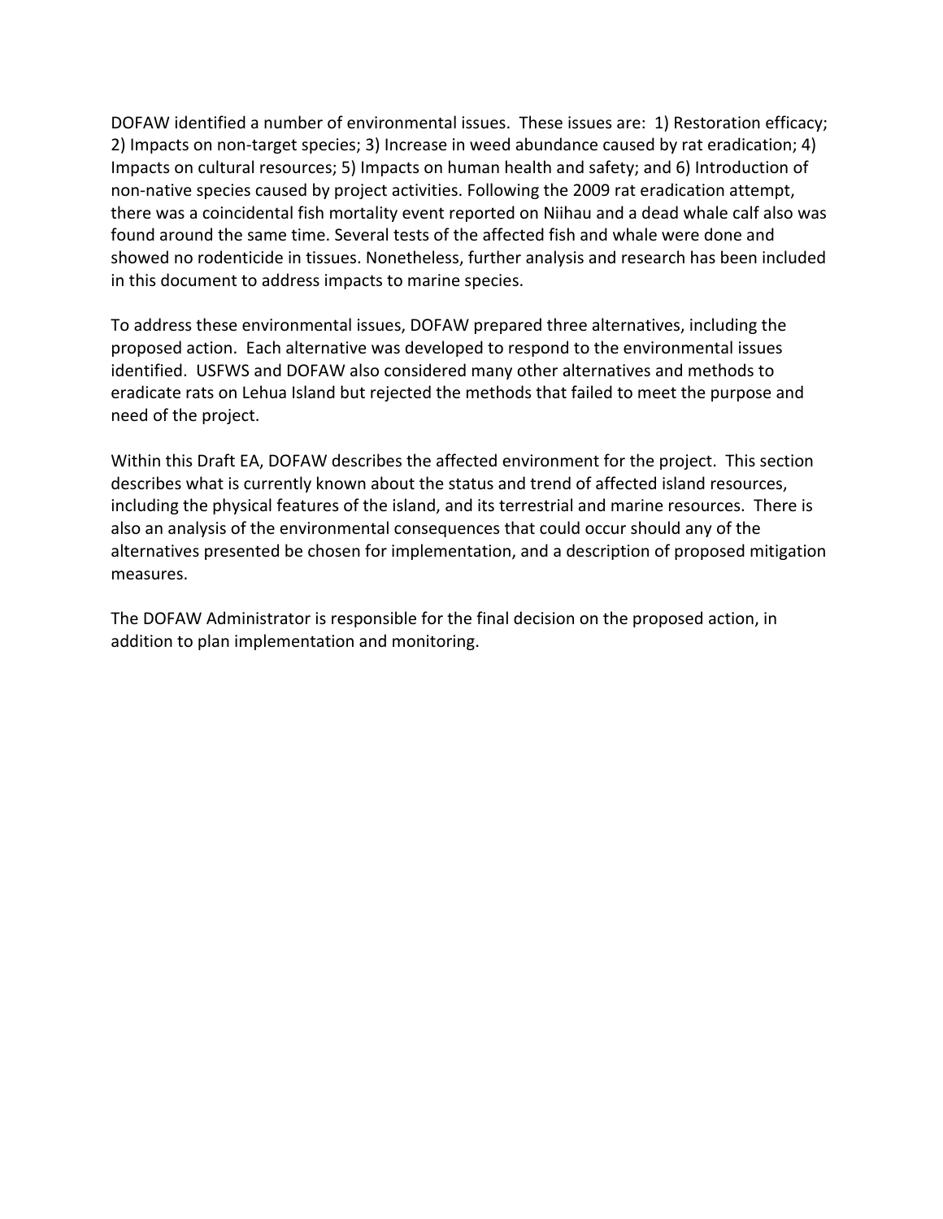DOFAW identified a number of environmental issues. These issues are: 1) Restoration efficacy; 2) Impacts on non-target species; 3) Increase in weed abundance caused by rat eradication; 4) Impacts on cultural resources; 5) Impacts on human health and safety; and 6) Introduction of non-native species caused by project activities. Following the 2009 rat eradication attempt, there was a coincidental fish mortality event reported on Niihau and a dead whale calf also was found around the same time. Several tests of the affected fish and whale were done and showed no rodenticide in tissues. Nonetheless, further analysis and research has been included in this document to address impacts to marine species.

To address these environmental issues, DOFAW prepared three alternatives, including the proposed action. Each alternative was developed to respond to the environmental issues identified. USFWS and DOFAW also considered many other alternatives and methods to eradicate rats on Lehua Island but rejected the methods that failed to meet the purpose and need of the project.

Within this Draft EA, DOFAW describes the affected environment for the project. This section describes what is currently known about the status and trend of affected island resources, including the physical features of the island, and its terrestrial and marine resources. There is also an analysis of the environmental consequences that could occur should any of the alternatives presented be chosen for implementation, and a description of proposed mitigation measures.

The DOFAW Administrator is responsible for the final decision on the proposed action, in addition to plan implementation and monitoring.